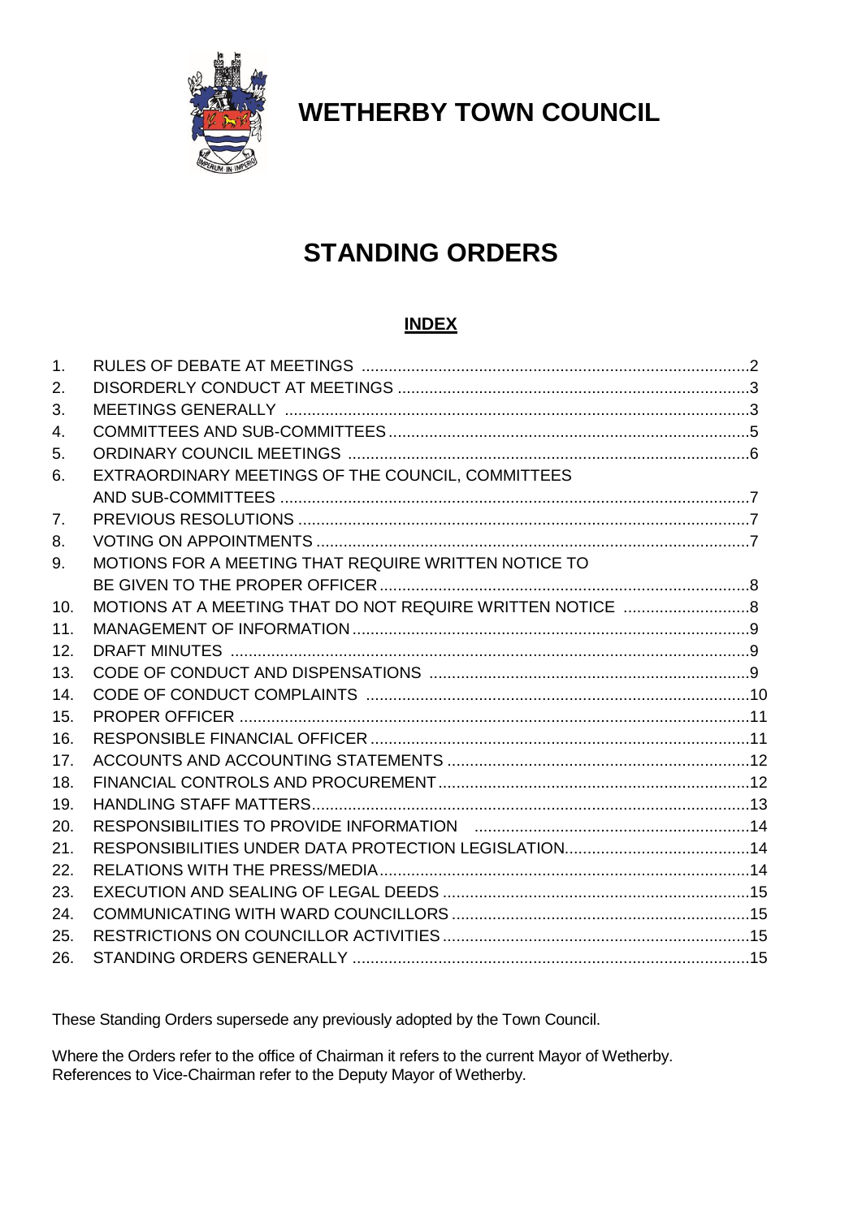# WETHERBY TOWN COUNCIL

# STANDING ORDERS

## INDEX

| | | |
|---|---|---|
| 1. | RULES OF DEBATE AT MEETINGS | 2 |
| 2. | DISORDERLY CONDUCT AT MEETINGS | 3 |
| 3. | MEETINGS GENERALLY | 3 |
| 4. | COMMITTEES AND SUB-COMMITTEES | 5 |
| 5. | ORDINARY COUNCIL MEETINGS | 6 |
| 6. | EXTRAORDINARY MEETINGS OF THE COUNCIL, COMMITTEES AND SUB-COMMITTEES | 7 |
| 7. | PREVIOUS RESOLUTIONS | 7 |
| 8. | VOTING ON APPOINTMENTS | 7 |
| 9. | MOTIONS FOR A MEETING THAT REQUIRE WRITTEN NOTICE TO BE GIVEN TO THE PROPER OFFICER | 8 |
| 10. | MOTIONS AT A MEETING THAT DO NOT REQUIRE WRITTEN NOTICE | 8 |
| 11. | MANAGEMENT OF INFORMATION | 9 |
| 12. | DRAFT MINUTES | 9 |
| 13. | CODE OF CONDUCT AND DISPENSATIONS | 9 |
| 14. | CODE OF CONDUCT COMPLAINTS | 10 |
| 15. | PROPER OFFICER | 11 |
| 16. | RESPONSIBLE FINANCIAL OFFICER | 11 |
| 17. | ACCOUNTS AND ACCOUNTING STATEMENTS | 12 |
| 18. | FINANCIAL CONTROLS AND PROCUREMENT | 12 |
| 19. | HANDLING STAFF MATTERS | 13 |
| 20. | RESPONSIBILITIES TO PROVIDE INFORMATION | 14 |
| 21. | RESPONSIBILITIES UNDER DATA PROTECTION LEGISLATION | 14 |
| 22. | RELATIONS WITH THE PRESS/MEDIA | 14 |
| 23. | EXECUTION AND SEALING OF LEGAL DEEDS | 15 |
| 24. | COMMUNICATING WITH WARD COUNCILLORS | 15 |
| 25. | RESTRICTIONS ON COUNCILLOR ACTIVITIES | 15 |
| 26. | STANDING ORDERS GENERALLY | 15 |

These Standing Orders supersede any previously adopted by the Town Council.

Where the Orders refer to the office of Chairman it refers to the current Mayor of Wetherby. References to Vice-Chairman refer to the Deputy Mayor of Wetherby.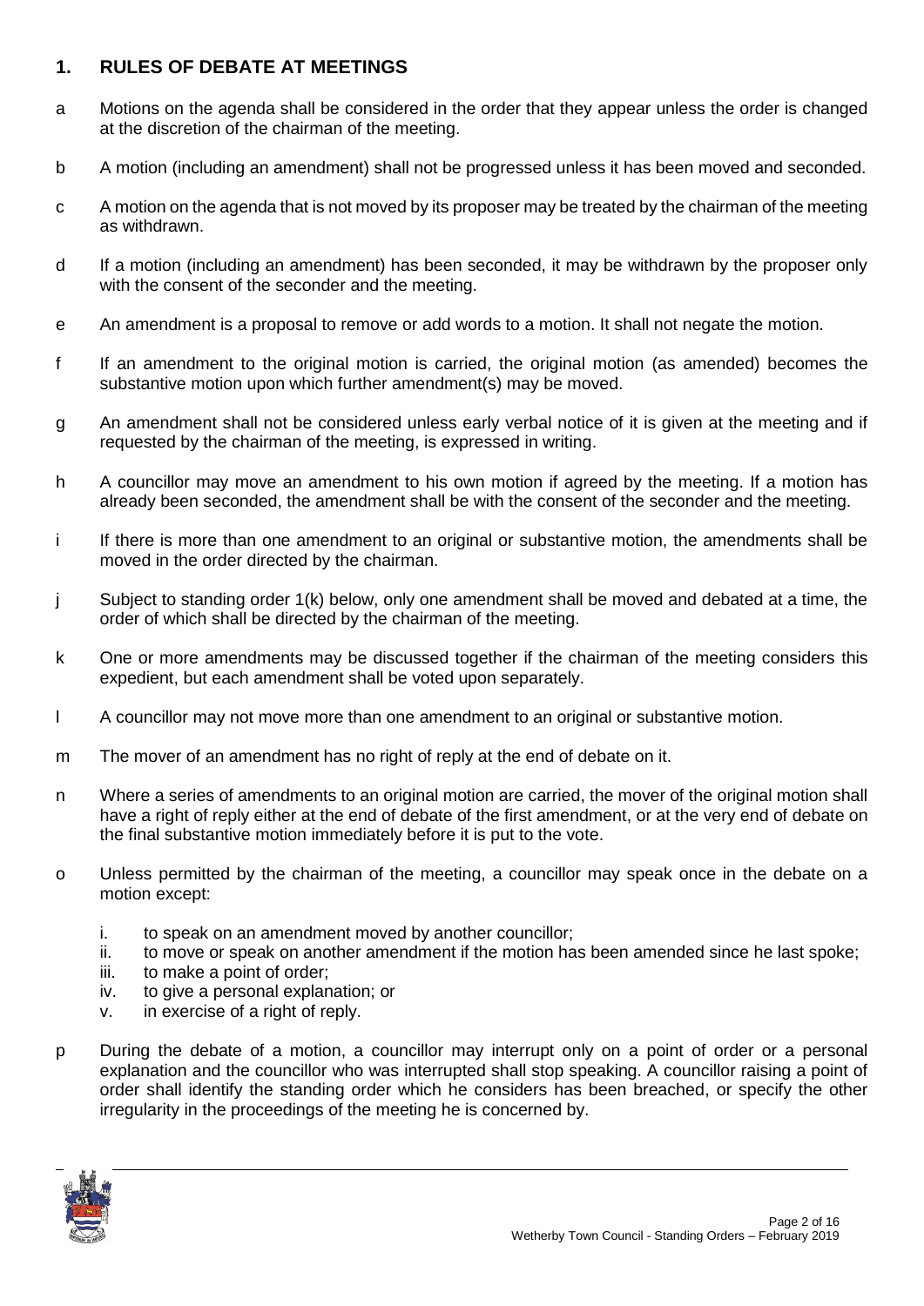## 1. RULES OF DEBATE AT MEETINGS

a Motions on the agenda shall be considered in the order that they appear unless the order is changed at the discretion of the chairman of the meeting.

b A motion (including an amendment) shall not be progressed unless it has been moved and seconded.

c A motion on the agenda that is not moved by its proposer may be treated by the chairman of the meeting as withdrawn.

d If a motion (including an amendment) has been seconded, it may be withdrawn by the proposer only with the consent of the seconder and the meeting.

e An amendment is a proposal to remove or add words to a motion. It shall not negate the motion.

f If an amendment to the original motion is carried, the original motion (as amended) becomes the substantive motion upon which further amendment(s) may be moved.

g An amendment shall not be considered unless early verbal notice of it is given at the meeting and if requested by the chairman of the meeting, is expressed in writing.

h A councillor may move an amendment to his own motion if agreed by the meeting. If a motion has already been seconded, the amendment shall be with the consent of the seconder and the meeting.

i If there is more than one amendment to an original or substantive motion, the amendments shall be moved in the order directed by the chairman.

j Subject to standing order 1(k) below, only one amendment shall be moved and debated at a time, the order of which shall be directed by the chairman of the meeting.

k One or more amendments may be discussed together if the chairman of the meeting considers this expedient, but each amendment shall be voted upon separately.

l A councillor may not move more than one amendment to an original or substantive motion.

m The mover of an amendment has no right of reply at the end of debate on it.

n Where a series of amendments to an original motion are carried, the mover of the original motion shall have a right of reply either at the end of debate of the first amendment, or at the very end of debate on the final substantive motion immediately before it is put to the vote.

o Unless permitted by the chairman of the meeting, a councillor may speak once in the debate on a motion except:

   i. to speak on an amendment moved by another councillor;
   ii. to move or speak on another amendment if the motion has been amended since he last spoke;
   iii. to make a point of order;
   iv. to give a personal explanation; or
   v. in exercise of a right of reply.

p During the debate of a motion, a councillor may interrupt only on a point of order or a personal explanation and the councillor who was interrupted shall stop speaking. A councillor raising a point of order shall identify the standing order which he considers has been breached, or specify the other irregularity in the proceedings of the meeting he is concerned by.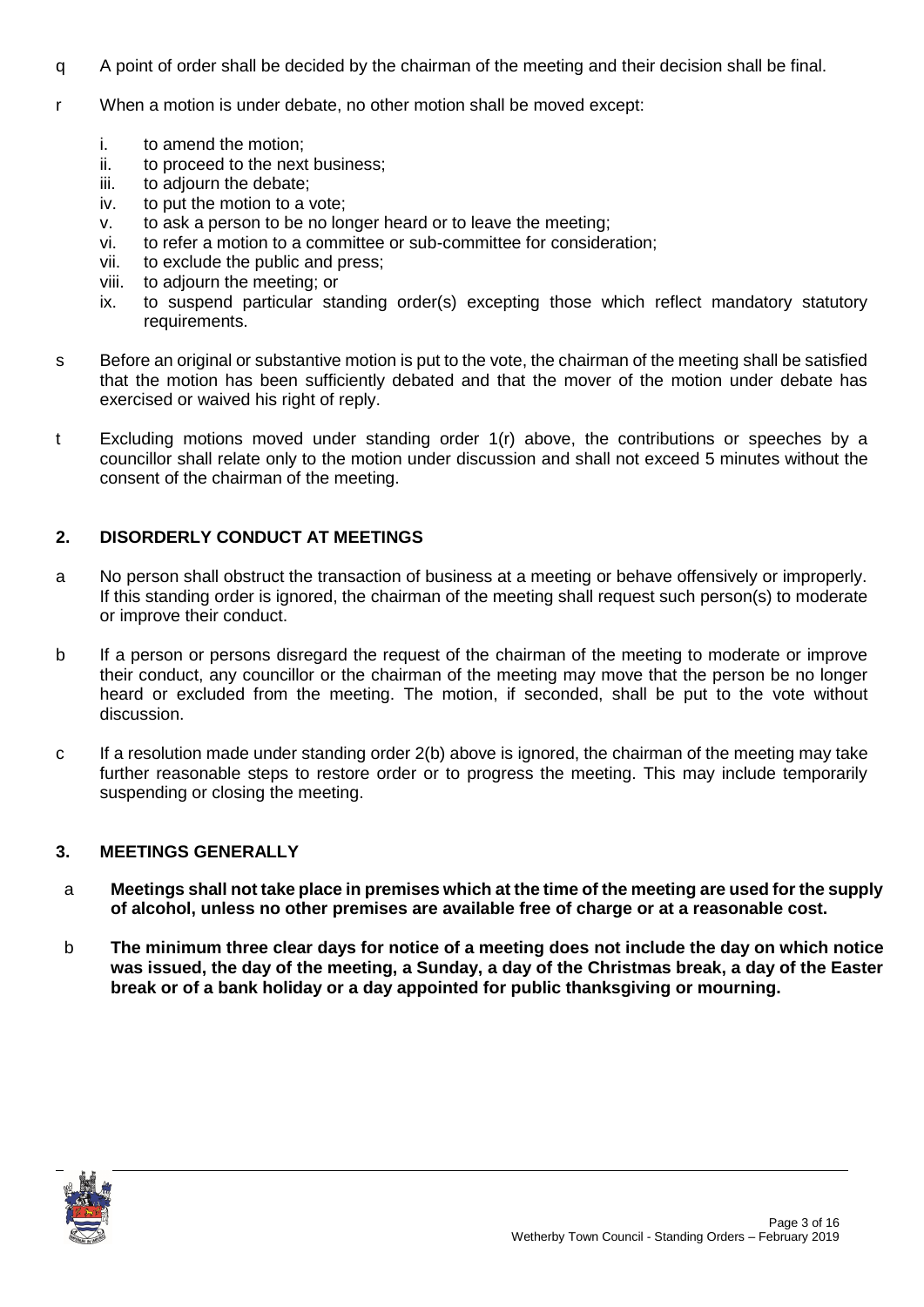q A point of order shall be decided by the chairman of the meeting and their decision shall be final.

r When a motion is under debate, no other motion shall be moved except:

   i. to amend the motion;
   ii. to proceed to the next business;
   iii. to adjourn the debate;
   iv. to put the motion to a vote;
   v. to ask a person to be no longer heard or to leave the meeting;
   vi. to refer a motion to a committee or sub-committee for consideration;
   vii. to exclude the public and press;
   viii. to adjourn the meeting; or
   ix. to suspend particular standing order(s) excepting those which reflect mandatory statutory requirements.

s Before an original or substantive motion is put to the vote, the chairman of the meeting shall be satisfied that the motion has been sufficiently debated and that the mover of the motion under debate has exercised or waived his right of reply.

t Excluding motions moved under standing order 1(r) above, the contributions or speeches by a councillor shall relate only to the motion under discussion and shall not exceed 5 minutes without the consent of the chairman of the meeting.

## 2. DISORDERLY CONDUCT AT MEETINGS

a No person shall obstruct the transaction of business at a meeting or behave offensively or improperly. If this standing order is ignored, the chairman of the meeting shall request such person(s) to moderate or improve their conduct.

b If a person or persons disregard the request of the chairman of the meeting to moderate or improve their conduct, any councillor or the chairman of the meeting may move that the person be no longer heard or excluded from the meeting. The motion, if seconded, shall be put to the vote without discussion.

c If a resolution made under standing order 2(b) above is ignored, the chairman of the meeting may take further reasonable steps to restore order or to progress the meeting. This may include temporarily suspending or closing the meeting.

## 3. MEETINGS GENERALLY

a **Meetings shall not take place in premises which at the time of the meeting are used for the supply of alcohol, unless no other premises are available free of charge or at a reasonable cost.**

b **The minimum three clear days for notice of a meeting does not include the day on which notice was issued, the day of the meeting, a Sunday, a day of the Christmas break, a day of the Easter break or of a bank holiday or a day appointed for public thanksgiving or mourning.**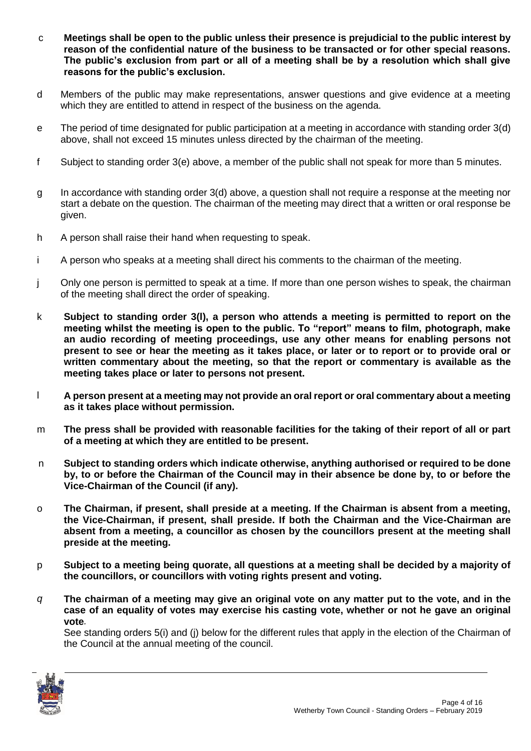c **Meetings shall be open to the public unless their presence is prejudicial to the public interest by reason of the confidential nature of the business to be transacted or for other special reasons. The public's exclusion from part or all of a meeting shall be by a resolution which shall give reasons for the public's exclusion.**

d Members of the public may make representations, answer questions and give evidence at a meeting which they are entitled to attend in respect of the business on the agenda.

e The period of time designated for public participation at a meeting in accordance with standing order 3(d) above, shall not exceed 15 minutes unless directed by the chairman of the meeting.

f Subject to standing order 3(e) above, a member of the public shall not speak for more than 5 minutes.

g In accordance with standing order 3(d) above, a question shall not require a response at the meeting nor start a debate on the question. The chairman of the meeting may direct that a written or oral response be given.

h A person shall raise their hand when requesting to speak.

i A person who speaks at a meeting shall direct his comments to the chairman of the meeting.

j Only one person is permitted to speak at a time. If more than one person wishes to speak, the chairman of the meeting shall direct the order of speaking.

k **Subject to standing order 3(l), a person who attends a meeting is permitted to report on the meeting whilst the meeting is open to the public. To "report" means to film, photograph, make an audio recording of meeting proceedings, use any other means for enabling persons not present to see or hear the meeting as it takes place, or later or to report or to provide oral or written commentary about the meeting, so that the report or commentary is available as the meeting takes place or later to persons not present.**

l **A person present at a meeting may not provide an oral report or oral commentary about a meeting as it takes place without permission.**

m **The press shall be provided with reasonable facilities for the taking of their report of all or part of a meeting at which they are entitled to be present.**

n **Subject to standing orders which indicate otherwise, anything authorised or required to be done by, to or before the Chairman of the Council may in their absence be done by, to or before the Vice-Chairman of the Council (if any).**

o **The Chairman, if present, shall preside at a meeting. If the Chairman is absent from a meeting, the Vice-Chairman, if present, shall preside. If both the Chairman and the Vice-Chairman are absent from a meeting, a councillor as chosen by the councillors present at the meeting shall preside at the meeting.**

p **Subject to a meeting being quorate, all questions at a meeting shall be decided by a majority of the councillors, or councillors with voting rights present and voting.**

*q* **The chairman of a meeting may give an original vote on any matter put to the vote, and in the case of an equality of votes may exercise his casting vote, whether or not he gave an original vote***.*

See standing orders 5(i) and (j) below for the different rules that apply in the election of the Chairman of the Council at the annual meeting of the council.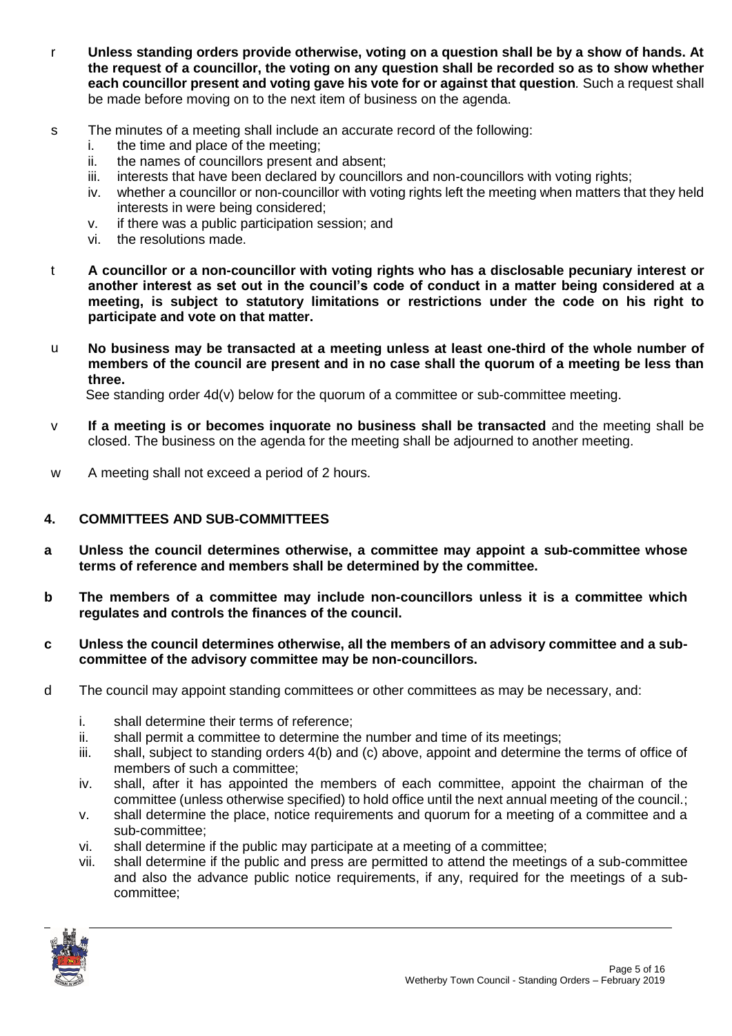r **Unless standing orders provide otherwise, voting on a question shall be by a show of hands. At the request of a councillor, the voting on any question shall be recorded so as to show whether each councillor present and voting gave his vote for or against that question**. Such a request shall be made before moving on to the next item of business on the agenda.

s The minutes of a meeting shall include an accurate record of the following:

   i. the time and place of the meeting;
   ii. the names of councillors present and absent;
   iii. interests that have been declared by councillors and non-councillors with voting rights;
   iv. whether a councillor or non-councillor with voting rights left the meeting when matters that they held interests in were being considered;
   v. if there was a public participation session; and
   vi. the resolutions made.

t **A councillor or a non-councillor with voting rights who has a disclosable pecuniary interest or another interest as set out in the council's code of conduct in a matter being considered at a meeting, is subject to statutory limitations or restrictions under the code on his right to participate and vote on that matter.**

u **No business may be transacted at a meeting unless at least one-third of the whole number of members of the council are present and in no case shall the quorum of a meeting be less than three.**
See standing order 4d(v) below for the quorum of a committee or sub-committee meeting.

v **If a meeting is or becomes inquorate no business shall be transacted** and the meeting shall be closed. The business on the agenda for the meeting shall be adjourned to another meeting.

w A meeting shall not exceed a period of 2 hours.

## 4. COMMITTEES AND SUB-COMMITTEES

**a Unless the council determines otherwise, a committee may appoint a sub-committee whose terms of reference and members shall be determined by the committee.**

**b The members of a committee may include non-councillors unless it is a committee which regulates and controls the finances of the council.**

**c Unless the council determines otherwise, all the members of an advisory committee and a sub-committee of the advisory committee may be non-councillors.**

d The council may appoint standing committees or other committees as may be necessary, and:

   i. shall determine their terms of reference;
   ii. shall permit a committee to determine the number and time of its meetings;
   iii. shall, subject to standing orders 4(b) and (c) above, appoint and determine the terms of office of members of such a committee;
   iv. shall, after it has appointed the members of each committee, appoint the chairman of the committee (unless otherwise specified) to hold office until the next annual meeting of the council.;
   v. shall determine the place, notice requirements and quorum for a meeting of a committee and a sub-committee;
   vi. shall determine if the public may participate at a meeting of a committee;
   vii. shall determine if the public and press are permitted to attend the meetings of a sub-committee and also the advance public notice requirements, if any, required for the meetings of a sub-committee;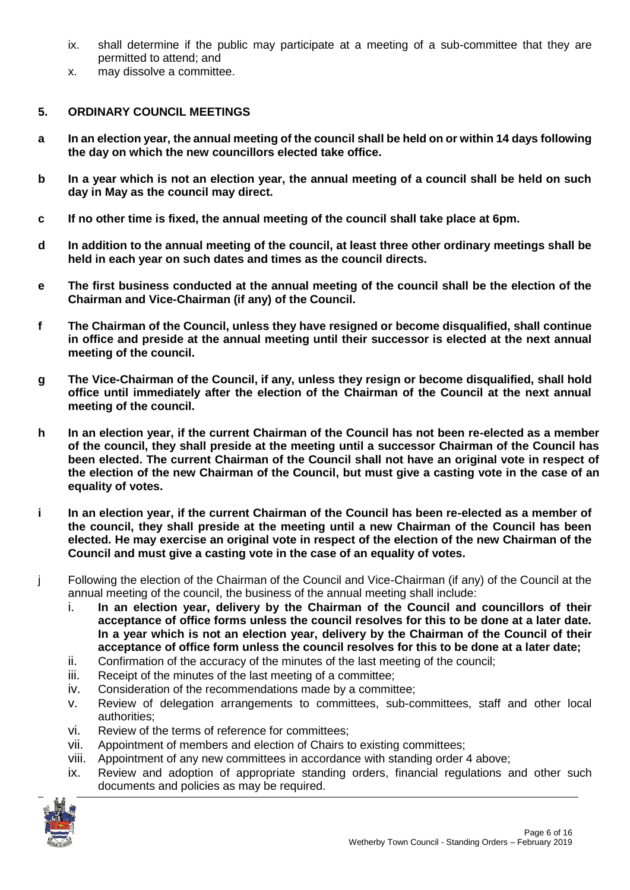ix. shall determine if the public may participate at a meeting of a sub-committee that they are permitted to attend; and
x. may dissolve a committee.

### 5. ORDINARY COUNCIL MEETINGS

**a In an election year, the annual meeting of the council shall be held on or within 14 days following the day on which the new councillors elected take office.**

**b In a year which is not an election year, the annual meeting of a council shall be held on such day in May as the council may direct.**

**c If no other time is fixed, the annual meeting of the council shall take place at 6pm.**

**d In addition to the annual meeting of the council, at least three other ordinary meetings shall be held in each year on such dates and times as the council directs.**

**e The first business conducted at the annual meeting of the council shall be the election of the Chairman and Vice-Chairman (if any) of the Council.**

**f The Chairman of the Council, unless they have resigned or become disqualified, shall continue in office and preside at the annual meeting until their successor is elected at the next annual meeting of the council.**

**g The Vice-Chairman of the Council, if any, unless they resign or become disqualified, shall hold office until immediately after the election of the Chairman of the Council at the next annual meeting of the council.**

**h In an election year, if the current Chairman of the Council has not been re-elected as a member of the council, they shall preside at the meeting until a successor Chairman of the Council has been elected. The current Chairman of the Council shall not have an original vote in respect of the election of the new Chairman of the Council, but must give a casting vote in the case of an equality of votes.**

**i In an election year, if the current Chairman of the Council has been re-elected as a member of the council, they shall preside at the meeting until a new Chairman of the Council has been elected. He may exercise an original vote in respect of the election of the new Chairman of the Council and must give a casting vote in the case of an equality of votes.**

j Following the election of the Chairman of the Council and Vice-Chairman (if any) of the Council at the annual meeting of the council, the business of the annual meeting shall include:

i. **In an election year, delivery by the Chairman of the Council and councillors of their acceptance of office forms unless the council resolves for this to be done at a later date. In a year which is not an election year, delivery by the Chairman of the Council of their acceptance of office form unless the council resolves for this to be done at a later date;**
ii. Confirmation of the accuracy of the minutes of the last meeting of the council;
iii. Receipt of the minutes of the last meeting of a committee;
iv. Consideration of the recommendations made by a committee;
v. Review of delegation arrangements to committees, sub-committees, staff and other local authorities;
vi. Review of the terms of reference for committees;
vii. Appointment of members and election of Chairs to existing committees;
viii. Appointment of any new committees in accordance with standing order 4 above;
ix. Review and adoption of appropriate standing orders, financial regulations and other such documents and policies as may be required.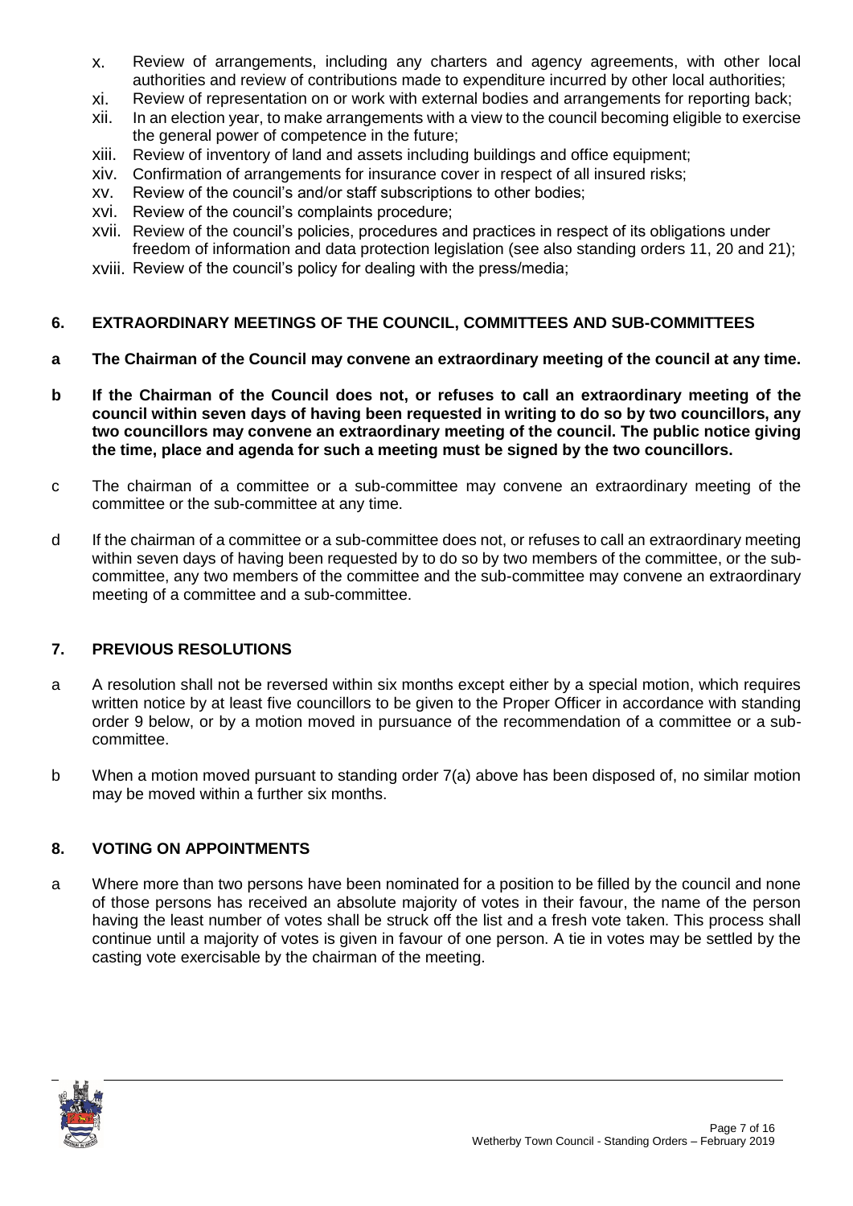x. Review of arrangements, including any charters and agency agreements, with other local authorities and review of contributions made to expenditure incurred by other local authorities;
xi. Review of representation on or work with external bodies and arrangements for reporting back;
xii. In an election year, to make arrangements with a view to the council becoming eligible to exercise the general power of competence in the future;
xiii. Review of inventory of land and assets including buildings and office equipment;
xiv. Confirmation of arrangements for insurance cover in respect of all insured risks;
xv. Review of the council's and/or staff subscriptions to other bodies;
xvi. Review of the council's complaints procedure;
xvii. Review of the council's policies, procedures and practices in respect of its obligations under freedom of information and data protection legislation (see also standing orders 11, 20 and 21);
xviii. Review of the council's policy for dealing with the press/media;

## 6. EXTRAORDINARY MEETINGS OF THE COUNCIL, COMMITTEES AND SUB-COMMITTEES

**a The Chairman of the Council may convene an extraordinary meeting of the council at any time.**

**b If the Chairman of the Council does not, or refuses to call an extraordinary meeting of the council within seven days of having been requested in writing to do so by two councillors, any two councillors may convene an extraordinary meeting of the council. The public notice giving the time, place and agenda for such a meeting must be signed by the two councillors.**

c The chairman of a committee or a sub-committee may convene an extraordinary meeting of the committee or the sub-committee at any time.

d If the chairman of a committee or a sub-committee does not, or refuses to call an extraordinary meeting within seven days of having been requested by to do so by two members of the committee, or the sub-committee, any two members of the committee and the sub-committee may convene an extraordinary meeting of a committee and a sub-committee.

## 7. PREVIOUS RESOLUTIONS

a A resolution shall not be reversed within six months except either by a special motion, which requires written notice by at least five councillors to be given to the Proper Officer in accordance with standing order 9 below, or by a motion moved in pursuance of the recommendation of a committee or a sub-committee.

b When a motion moved pursuant to standing order 7(a) above has been disposed of, no similar motion may be moved within a further six months.

## 8. VOTING ON APPOINTMENTS

a Where more than two persons have been nominated for a position to be filled by the council and none of those persons has received an absolute majority of votes in their favour, the name of the person having the least number of votes shall be struck off the list and a fresh vote taken. This process shall continue until a majority of votes is given in favour of one person. A tie in votes may be settled by the casting vote exercisable by the chairman of the meeting.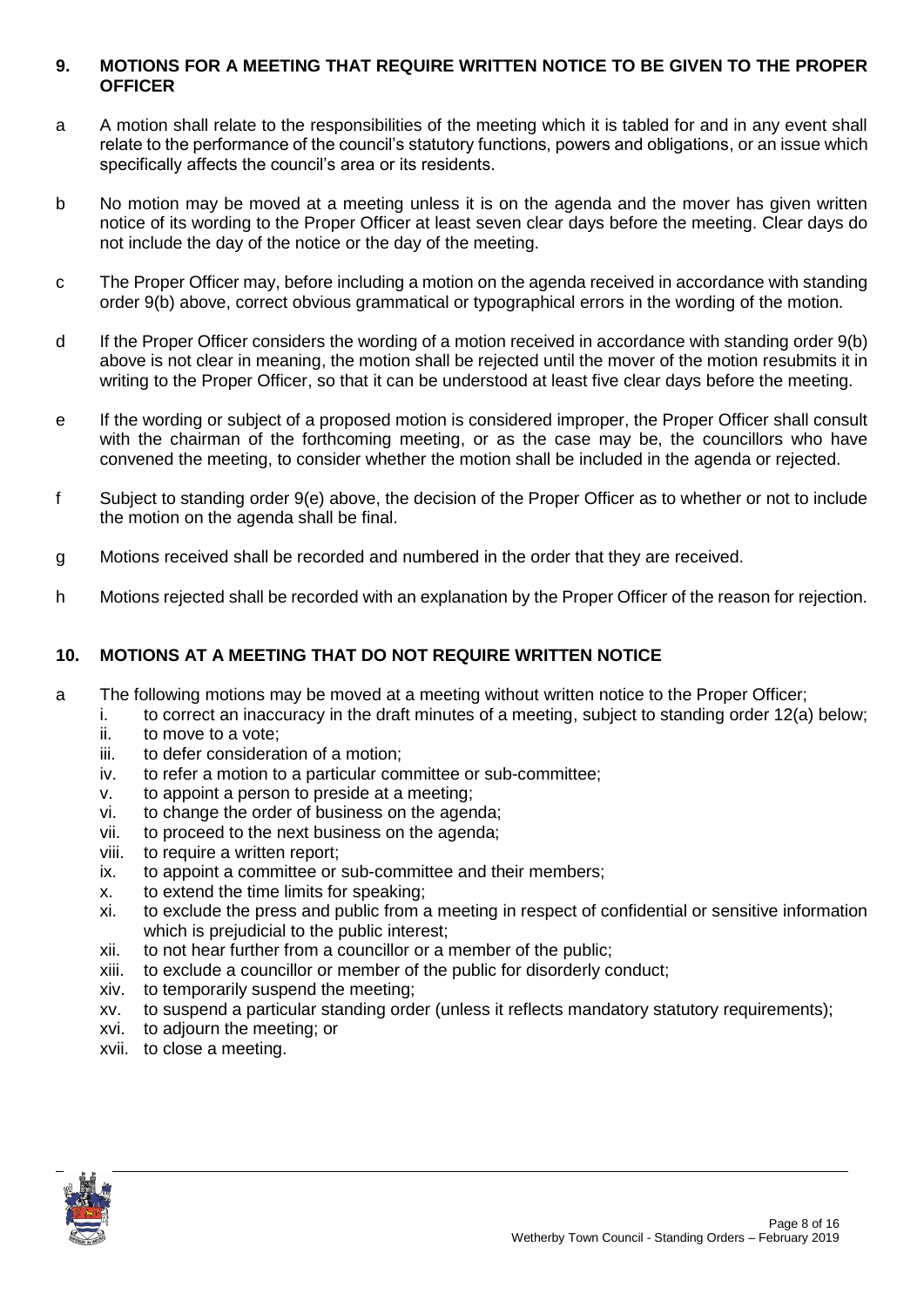## 9. MOTIONS FOR A MEETING THAT REQUIRE WRITTEN NOTICE TO BE GIVEN TO THE PROPER OFFICER

a A motion shall relate to the responsibilities of the meeting which it is tabled for and in any event shall relate to the performance of the council's statutory functions, powers and obligations, or an issue which specifically affects the council's area or its residents.

b No motion may be moved at a meeting unless it is on the agenda and the mover has given written notice of its wording to the Proper Officer at least seven clear days before the meeting. Clear days do not include the day of the notice or the day of the meeting.

c The Proper Officer may, before including a motion on the agenda received in accordance with standing order 9(b) above, correct obvious grammatical or typographical errors in the wording of the motion.

d If the Proper Officer considers the wording of a motion received in accordance with standing order 9(b) above is not clear in meaning, the motion shall be rejected until the mover of the motion resubmits it in writing to the Proper Officer, so that it can be understood at least five clear days before the meeting.

e If the wording or subject of a proposed motion is considered improper, the Proper Officer shall consult with the chairman of the forthcoming meeting, or as the case may be, the councillors who have convened the meeting, to consider whether the motion shall be included in the agenda or rejected.

f Subject to standing order 9(e) above, the decision of the Proper Officer as to whether or not to include the motion on the agenda shall be final.

g Motions received shall be recorded and numbered in the order that they are received.

h Motions rejected shall be recorded with an explanation by the Proper Officer of the reason for rejection.

## 10. MOTIONS AT A MEETING THAT DO NOT REQUIRE WRITTEN NOTICE

a The following motions may be moved at a meeting without written notice to the Proper Officer;

i. to correct an inaccuracy in the draft minutes of a meeting, subject to standing order 12(a) below;
ii. to move to a vote;
iii. to defer consideration of a motion;
iv. to refer a motion to a particular committee or sub-committee;
v. to appoint a person to preside at a meeting;
vi. to change the order of business on the agenda;
vii. to proceed to the next business on the agenda;
viii. to require a written report;
ix. to appoint a committee or sub-committee and their members;
x. to extend the time limits for speaking;
xi. to exclude the press and public from a meeting in respect of confidential or sensitive information which is prejudicial to the public interest;
xii. to not hear further from a councillor or a member of the public;
xiii. to exclude a councillor or member of the public for disorderly conduct;
xiv. to temporarily suspend the meeting;
xv. to suspend a particular standing order (unless it reflects mandatory statutory requirements);
xvi. to adjourn the meeting; or
xvii. to close a meeting.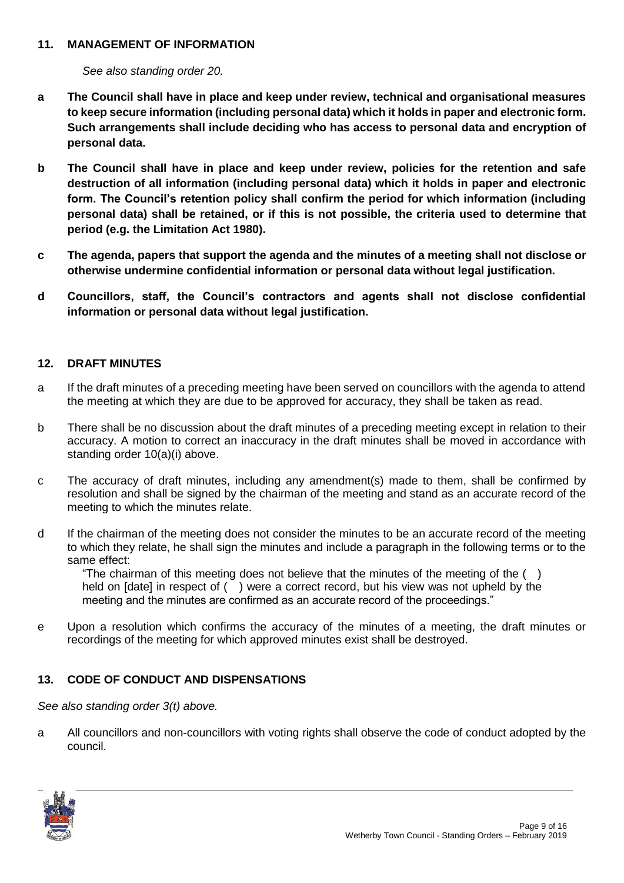## 11. MANAGEMENT OF INFORMATION

*See also standing order 20.*

**a The Council shall have in place and keep under review, technical and organisational measures to keep secure information (including personal data) which it holds in paper and electronic form. Such arrangements shall include deciding who has access to personal data and encryption of personal data.**

**b The Council shall have in place and keep under review, policies for the retention and safe destruction of all information (including personal data) which it holds in paper and electronic form. The Council's retention policy shall confirm the period for which information (including personal data) shall be retained, or if this is not possible, the criteria used to determine that period (e.g. the Limitation Act 1980).**

**c The agenda, papers that support the agenda and the minutes of a meeting shall not disclose or otherwise undermine confidential information or personal data without legal justification.**

**d Councillors, staff, the Council's contractors and agents shall not disclose confidential information or personal data without legal justification.**

## 12. DRAFT MINUTES

a If the draft minutes of a preceding meeting have been served on councillors with the agenda to attend the meeting at which they are due to be approved for accuracy, they shall be taken as read.

b There shall be no discussion about the draft minutes of a preceding meeting except in relation to their accuracy. A motion to correct an inaccuracy in the draft minutes shall be moved in accordance with standing order 10(a)(i) above.

c The accuracy of draft minutes, including any amendment(s) made to them, shall be confirmed by resolution and shall be signed by the chairman of the meeting and stand as an accurate record of the meeting to which the minutes relate.

d If the chairman of the meeting does not consider the minutes to be an accurate record of the meeting to which they relate, he shall sign the minutes and include a paragraph in the following terms or to the same effect:

"The chairman of this meeting does not believe that the minutes of the meeting of the ( ) held on [date] in respect of ( ) were a correct record, but his view was not upheld by the meeting and the minutes are confirmed as an accurate record of the proceedings."

e Upon a resolution which confirms the accuracy of the minutes of a meeting, the draft minutes or recordings of the meeting for which approved minutes exist shall be destroyed.

## 13. CODE OF CONDUCT AND DISPENSATIONS

*See also standing order 3(t) above.*

a All councillors and non-councillors with voting rights shall observe the code of conduct adopted by the council.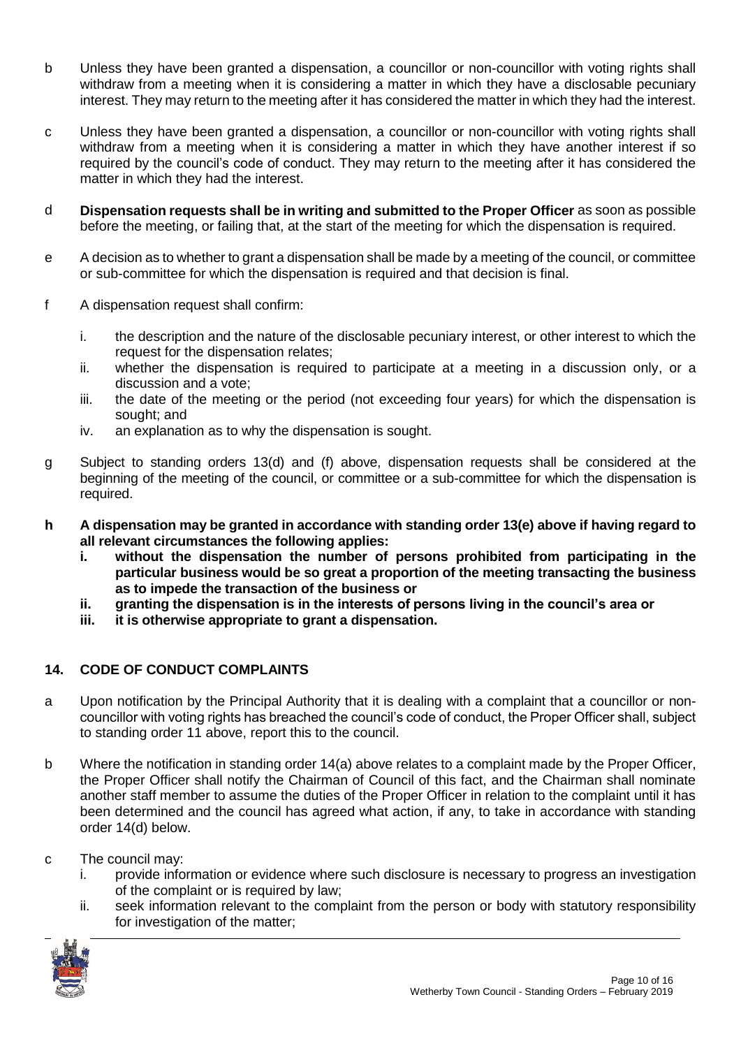b Unless they have been granted a dispensation, a councillor or non-councillor with voting rights shall withdraw from a meeting when it is considering a matter in which they have a disclosable pecuniary interest. They may return to the meeting after it has considered the matter in which they had the interest.

c Unless they have been granted a dispensation, a councillor or non-councillor with voting rights shall withdraw from a meeting when it is considering a matter in which they have another interest if so required by the council's code of conduct. They may return to the meeting after it has considered the matter in which they had the interest.

d **Dispensation requests shall be in writing and submitted to the Proper Officer** as soon as possible before the meeting, or failing that, at the start of the meeting for which the dispensation is required.

e A decision as to whether to grant a dispensation shall be made by a meeting of the council, or committee or sub-committee for which the dispensation is required and that decision is final.

f A dispensation request shall confirm:

i. the description and the nature of the disclosable pecuniary interest, or other interest to which the request for the dispensation relates;
ii. whether the dispensation is required to participate at a meeting in a discussion only, or a discussion and a vote;
iii. the date of the meeting or the period (not exceeding four years) for which the dispensation is sought; and
iv. an explanation as to why the dispensation is sought.

g Subject to standing orders 13(d) and (f) above, dispensation requests shall be considered at the beginning of the meeting of the council, or committee or a sub-committee for which the dispensation is required.

**h A dispensation may be granted in accordance with standing order 13(e) above if having regard to all relevant circumstances the following applies:**

**i. without the dispensation the number of persons prohibited from participating in the particular business would be so great a proportion of the meeting transacting the business as to impede the transaction of the business or**
**ii. granting the dispensation is in the interests of persons living in the council's area or**
**iii. it is otherwise appropriate to grant a dispensation.**

## 14. CODE OF CONDUCT COMPLAINTS

a Upon notification by the Principal Authority that it is dealing with a complaint that a councillor or non-councillor with voting rights has breached the council's code of conduct, the Proper Officer shall, subject to standing order 11 above, report this to the council.

b Where the notification in standing order 14(a) above relates to a complaint made by the Proper Officer, the Proper Officer shall notify the Chairman of Council of this fact, and the Chairman shall nominate another staff member to assume the duties of the Proper Officer in relation to the complaint until it has been determined and the council has agreed what action, if any, to take in accordance with standing order 14(d) below.

c The council may:

i. provide information or evidence where such disclosure is necessary to progress an investigation of the complaint or is required by law;
ii. seek information relevant to the complaint from the person or body with statutory responsibility for investigation of the matter;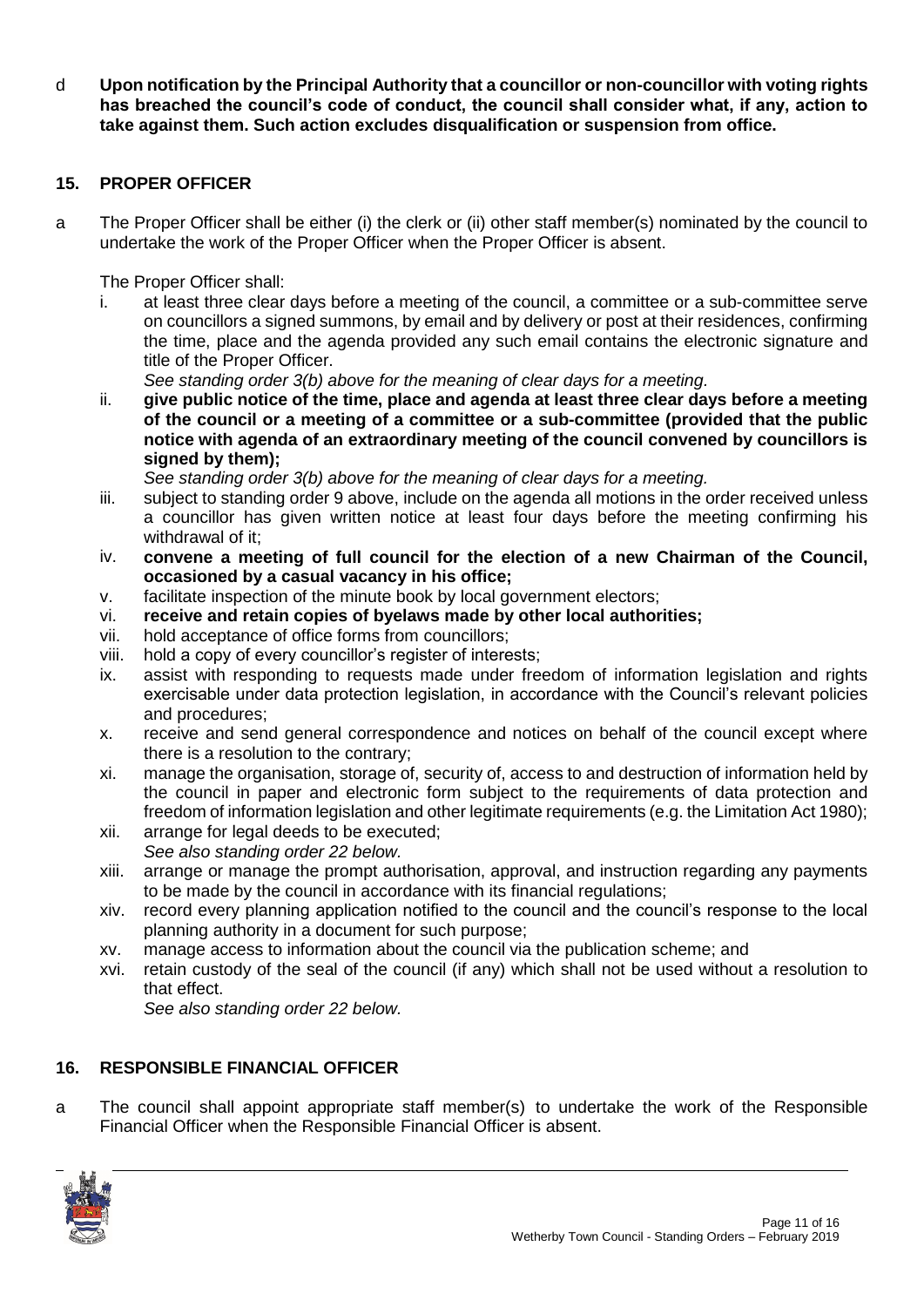d **Upon notification by the Principal Authority that a councillor or non-councillor with voting rights has breached the council's code of conduct, the council shall consider what, if any, action to take against them. Such action excludes disqualification or suspension from office.**

## 15. PROPER OFFICER

a The Proper Officer shall be either (i) the clerk or (ii) other staff member(s) nominated by the council to undertake the work of the Proper Officer when the Proper Officer is absent.

The Proper Officer shall:

i. at least three clear days before a meeting of the council, a committee or a sub-committee serve on councillors a signed summons, by email and by delivery or post at their residences, confirming the time, place and the agenda provided any such email contains the electronic signature and title of the Proper Officer.
*See standing order 3(b) above for the meaning of clear days for a meeting.*

ii. **give public notice of the time, place and agenda at least three clear days before a meeting of the council or a meeting of a committee or a sub-committee (provided that the public notice with agenda of an extraordinary meeting of the council convened by councillors is signed by them);**
*See standing order 3(b) above for the meaning of clear days for a meeting.*

iii. subject to standing order 9 above, include on the agenda all motions in the order received unless a councillor has given written notice at least four days before the meeting confirming his withdrawal of it;

iv. **convene a meeting of full council for the election of a new Chairman of the Council, occasioned by a casual vacancy in his office;**

v. facilitate inspection of the minute book by local government electors;

vi. **receive and retain copies of byelaws made by other local authorities;**

vii. hold acceptance of office forms from councillors;

viii. hold a copy of every councillor's register of interests;

ix. assist with responding to requests made under freedom of information legislation and rights exercisable under data protection legislation, in accordance with the Council's relevant policies and procedures;

x. receive and send general correspondence and notices on behalf of the council except where there is a resolution to the contrary;

xi. manage the organisation, storage of, security of, access to and destruction of information held by the council in paper and electronic form subject to the requirements of data protection and freedom of information legislation and other legitimate requirements (e.g. the Limitation Act 1980);

xii. arrange for legal deeds to be executed;
*See also standing order 22 below.*

xiii. arrange or manage the prompt authorisation, approval, and instruction regarding any payments to be made by the council in accordance with its financial regulations;

xiv. record every planning application notified to the council and the council's response to the local planning authority in a document for such purpose;

xv. manage access to information about the council via the publication scheme; and

xvi. retain custody of the seal of the council (if any) which shall not be used without a resolution to that effect.
*See also standing order 22 below.*

## 16. RESPONSIBLE FINANCIAL OFFICER

a The council shall appoint appropriate staff member(s) to undertake the work of the Responsible Financial Officer when the Responsible Financial Officer is absent.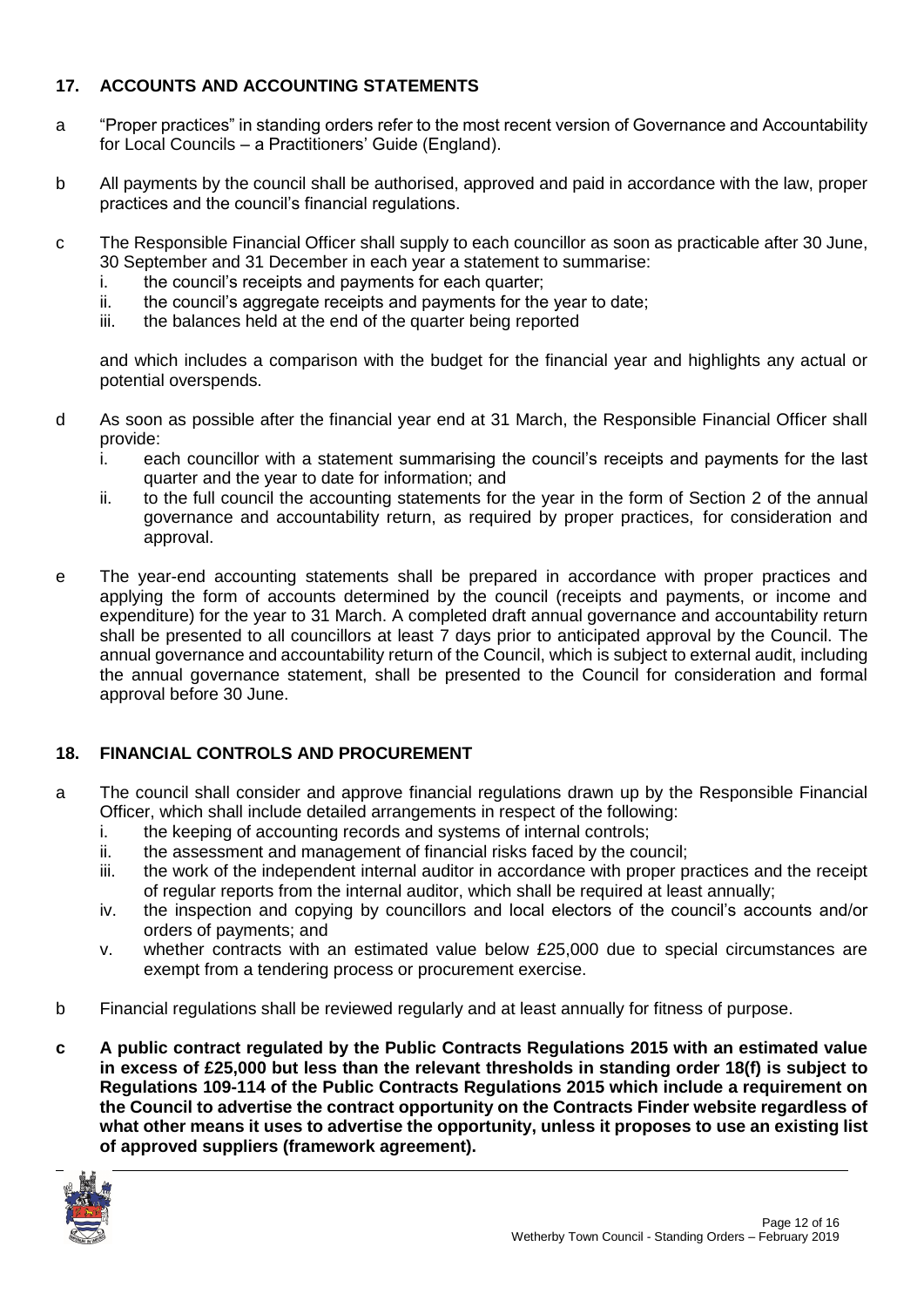## 17. ACCOUNTS AND ACCOUNTING STATEMENTS

a "Proper practices" in standing orders refer to the most recent version of Governance and Accountability for Local Councils – a Practitioners' Guide (England).

b All payments by the council shall be authorised, approved and paid in accordance with the law, proper practices and the council's financial regulations.

c The Responsible Financial Officer shall supply to each councillor as soon as practicable after 30 June, 30 September and 31 December in each year a statement to summarise:

   i. the council's receipts and payments for each quarter;
   ii. the council's aggregate receipts and payments for the year to date;
   iii. the balances held at the end of the quarter being reported

   and which includes a comparison with the budget for the financial year and highlights any actual or potential overspends.

d As soon as possible after the financial year end at 31 March, the Responsible Financial Officer shall provide:

   i. each councillor with a statement summarising the council's receipts and payments for the last quarter and the year to date for information; and
   ii. to the full council the accounting statements for the year in the form of Section 2 of the annual governance and accountability return, as required by proper practices, for consideration and approval.

e The year-end accounting statements shall be prepared in accordance with proper practices and applying the form of accounts determined by the council (receipts and payments, or income and expenditure) for the year to 31 March. A completed draft annual governance and accountability return shall be presented to all councillors at least 7 days prior to anticipated approval by the Council. The annual governance and accountability return of the Council, which is subject to external audit, including the annual governance statement, shall be presented to the Council for consideration and formal approval before 30 June.

## 18. FINANCIAL CONTROLS AND PROCUREMENT

a The council shall consider and approve financial regulations drawn up by the Responsible Financial Officer, which shall include detailed arrangements in respect of the following:

   i. the keeping of accounting records and systems of internal controls;
   ii. the assessment and management of financial risks faced by the council;
   iii. the work of the independent internal auditor in accordance with proper practices and the receipt of regular reports from the internal auditor, which shall be required at least annually;
   iv. the inspection and copying by councillors and local electors of the council's accounts and/or orders of payments; and
   v. whether contracts with an estimated value below £25,000 due to special circumstances are exempt from a tendering process or procurement exercise.

b Financial regulations shall be reviewed regularly and at least annually for fitness of purpose.

**c A public contract regulated by the Public Contracts Regulations 2015 with an estimated value in excess of £25,000 but less than the relevant thresholds in standing order 18(f) is subject to Regulations 109-114 of the Public Contracts Regulations 2015 which include a requirement on the Council to advertise the contract opportunity on the Contracts Finder website regardless of what other means it uses to advertise the opportunity, unless it proposes to use an existing list of approved suppliers (framework agreement).**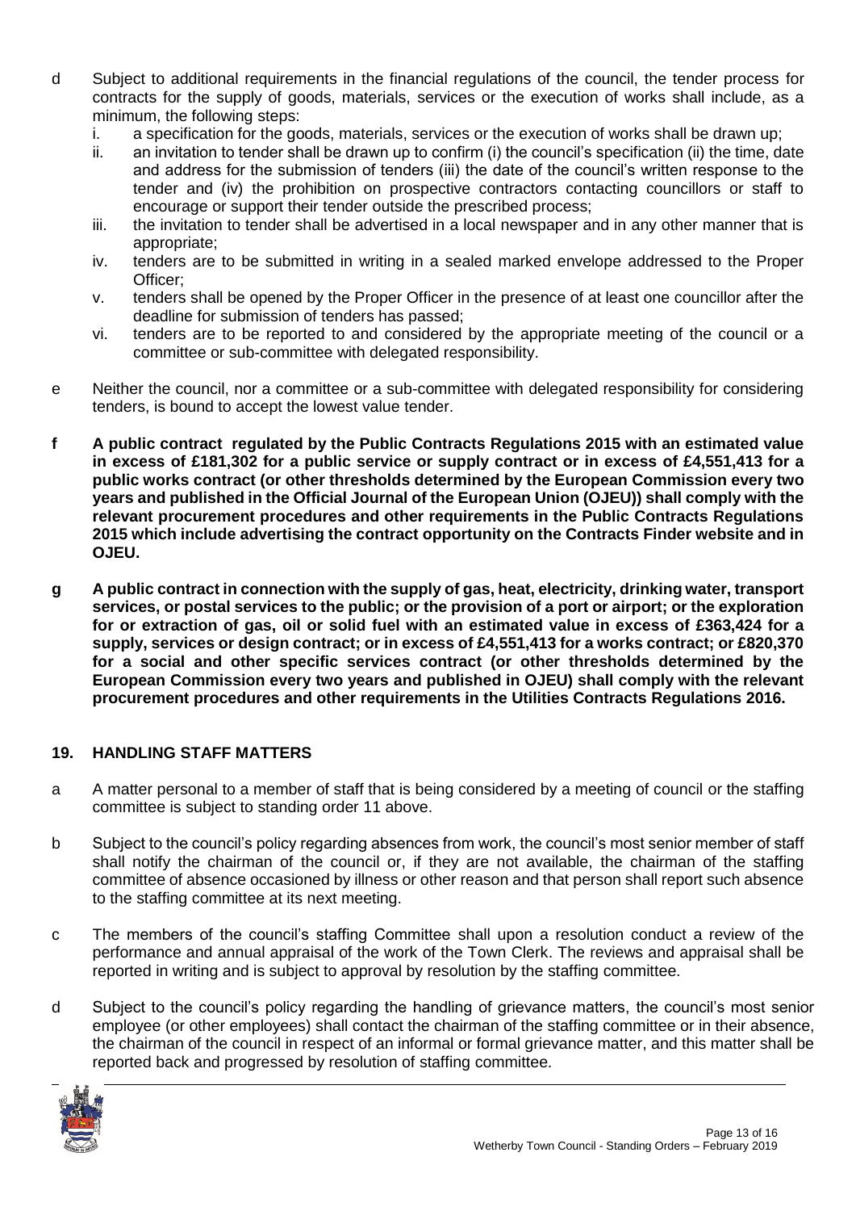d Subject to additional requirements in the financial regulations of the council, the tender process for contracts for the supply of goods, materials, services or the execution of works shall include, as a minimum, the following steps:

   i. a specification for the goods, materials, services or the execution of works shall be drawn up;
   ii. an invitation to tender shall be drawn up to confirm (i) the council's specification (ii) the time, date and address for the submission of tenders (iii) the date of the council's written response to the tender and (iv) the prohibition on prospective contractors contacting councillors or staff to encourage or support their tender outside the prescribed process;
   iii. the invitation to tender shall be advertised in a local newspaper and in any other manner that is appropriate;
   iv. tenders are to be submitted in writing in a sealed marked envelope addressed to the Proper Officer;
   v. tenders shall be opened by the Proper Officer in the presence of at least one councillor after the deadline for submission of tenders has passed;
   vi. tenders are to be reported to and considered by the appropriate meeting of the council or a committee or sub-committee with delegated responsibility.

e Neither the council, nor a committee or a sub-committee with delegated responsibility for considering tenders, is bound to accept the lowest value tender.

**f A public contract regulated by the Public Contracts Regulations 2015 with an estimated value in excess of £181,302 for a public service or supply contract or in excess of £4,551,413 for a public works contract (or other thresholds determined by the European Commission every two years and published in the Official Journal of the European Union (OJEU)) shall comply with the relevant procurement procedures and other requirements in the Public Contracts Regulations 2015 which include advertising the contract opportunity on the Contracts Finder website and in OJEU.**

**g A public contract in connection with the supply of gas, heat, electricity, drinking water, transport services, or postal services to the public; or the provision of a port or airport; or the exploration for or extraction of gas, oil or solid fuel with an estimated value in excess of £363,424 for a supply, services or design contract; or in excess of £4,551,413 for a works contract; or £820,370 for a social and other specific services contract (or other thresholds determined by the European Commission every two years and published in OJEU) shall comply with the relevant procurement procedures and other requirements in the Utilities Contracts Regulations 2016.**

## 19. HANDLING STAFF MATTERS

a A matter personal to a member of staff that is being considered by a meeting of council or the staffing committee is subject to standing order 11 above.

b Subject to the council's policy regarding absences from work, the council's most senior member of staff shall notify the chairman of the council or, if they are not available, the chairman of the staffing committee of absence occasioned by illness or other reason and that person shall report such absence to the staffing committee at its next meeting.

c The members of the council's staffing Committee shall upon a resolution conduct a review of the performance and annual appraisal of the work of the Town Clerk. The reviews and appraisal shall be reported in writing and is subject to approval by resolution by the staffing committee.

d Subject to the council's policy regarding the handling of grievance matters, the council's most senior employee (or other employees) shall contact the chairman of the staffing committee or in their absence, the chairman of the council in respect of an informal or formal grievance matter, and this matter shall be reported back and progressed by resolution of staffing committee.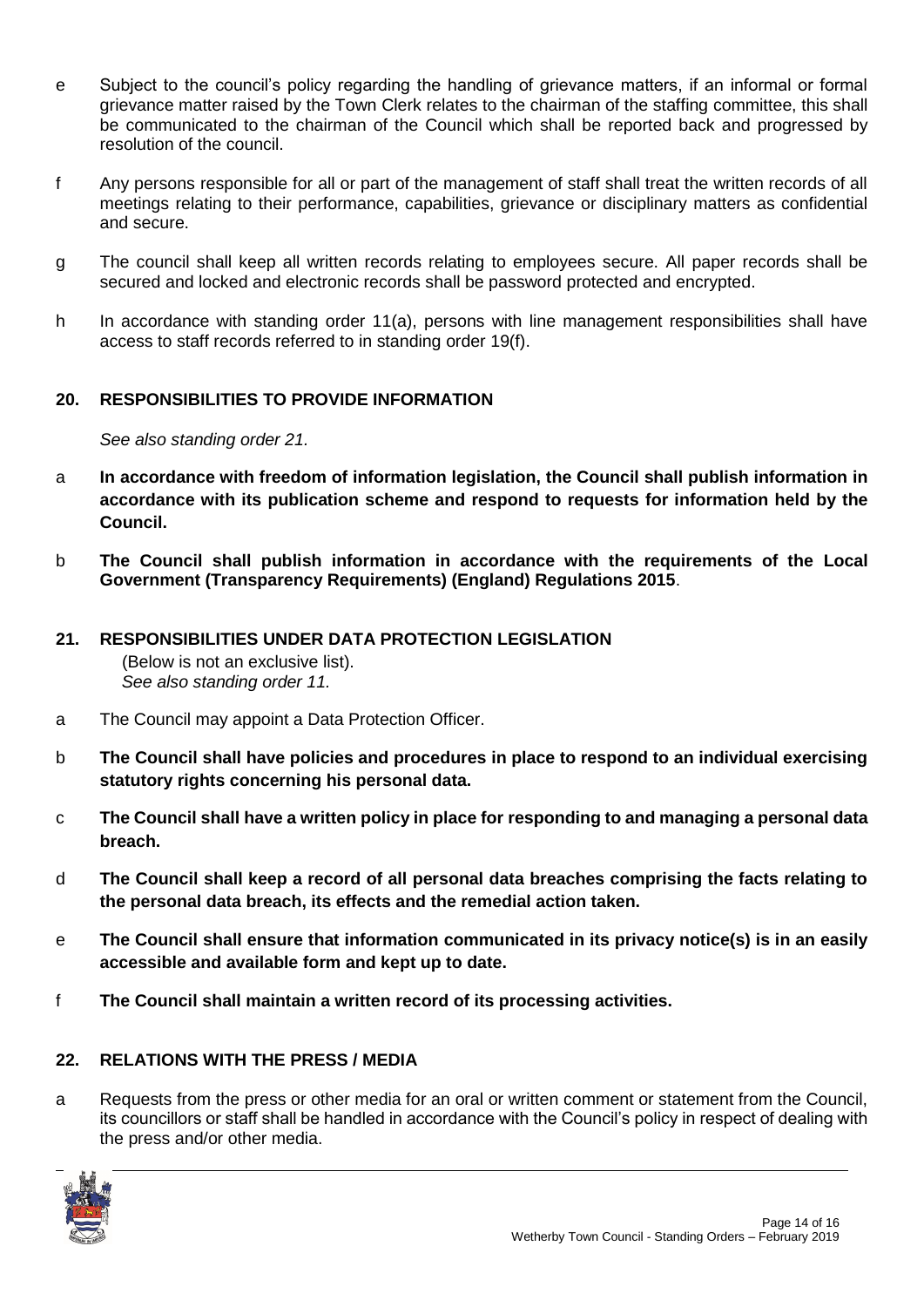e Subject to the council's policy regarding the handling of grievance matters, if an informal or formal grievance matter raised by the Town Clerk relates to the chairman of the staffing committee, this shall be communicated to the chairman of the Council which shall be reported back and progressed by resolution of the council.

f Any persons responsible for all or part of the management of staff shall treat the written records of all meetings relating to their performance, capabilities, grievance or disciplinary matters as confidential and secure.

g The council shall keep all written records relating to employees secure. All paper records shall be secured and locked and electronic records shall be password protected and encrypted.

h In accordance with standing order 11(a), persons with line management responsibilities shall have access to staff records referred to in standing order 19(f).

## 20. RESPONSIBILITIES TO PROVIDE INFORMATION

*See also standing order 21.*

a **In accordance with freedom of information legislation, the Council shall publish information in accordance with its publication scheme and respond to requests for information held by the Council.**

b **The Council shall publish information in accordance with the requirements of the Local Government (Transparency Requirements) (England) Regulations 2015**.

## 21. RESPONSIBILITIES UNDER DATA PROTECTION LEGISLATION

(Below is not an exclusive list).
*See also standing order 11.*

a The Council may appoint a Data Protection Officer.

b **The Council shall have policies and procedures in place to respond to an individual exercising statutory rights concerning his personal data.**

c **The Council shall have a written policy in place for responding to and managing a personal data breach.**

d **The Council shall keep a record of all personal data breaches comprising the facts relating to the personal data breach, its effects and the remedial action taken.**

e **The Council shall ensure that information communicated in its privacy notice(s) is in an easily accessible and available form and kept up to date.**

f **The Council shall maintain a written record of its processing activities.**

## 22. RELATIONS WITH THE PRESS / MEDIA

a Requests from the press or other media for an oral or written comment or statement from the Council, its councillors or staff shall be handled in accordance with the Council's policy in respect of dealing with the press and/or other media.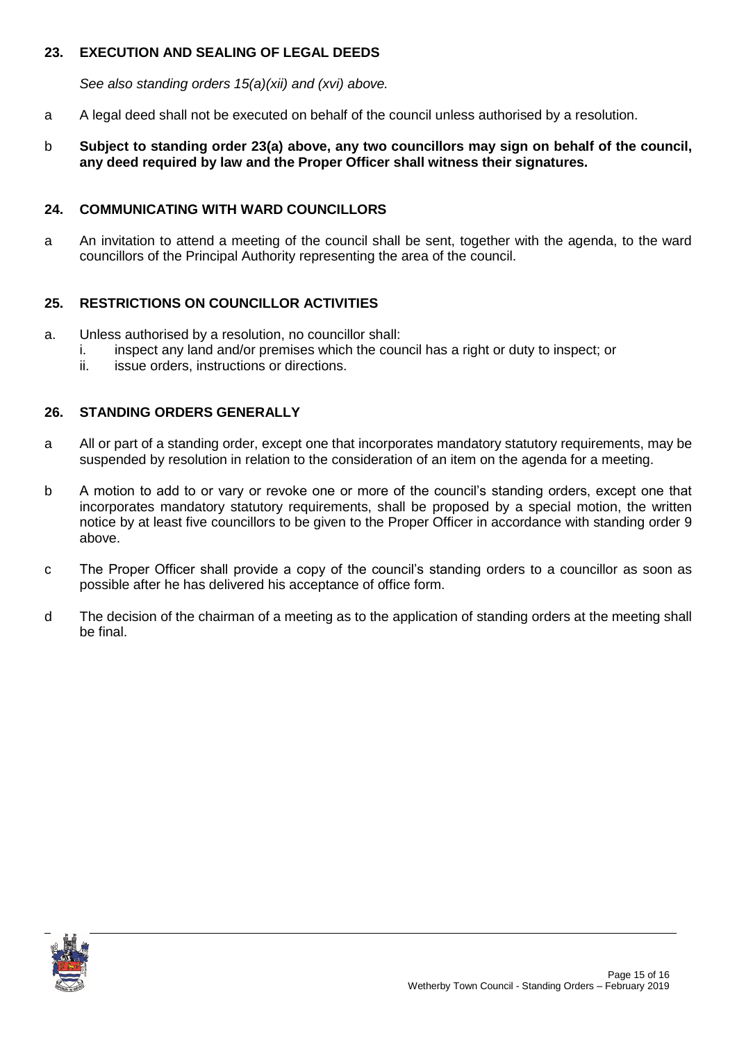## 23. EXECUTION AND SEALING OF LEGAL DEEDS

*See also standing orders 15(a)(xii) and (xvi) above.*

a A legal deed shall not be executed on behalf of the council unless authorised by a resolution.

b **Subject to standing order 23(a) above, any two councillors may sign on behalf of the council, any deed required by law and the Proper Officer shall witness their signatures.**

## 24. COMMUNICATING WITH WARD COUNCILLORS

a An invitation to attend a meeting of the council shall be sent, together with the agenda, to the ward councillors of the Principal Authority representing the area of the council.

## 25. RESTRICTIONS ON COUNCILLOR ACTIVITIES

a. Unless authorised by a resolution, no councillor shall:
   i. inspect any land and/or premises which the council has a right or duty to inspect; or
   ii. issue orders, instructions or directions.

## 26. STANDING ORDERS GENERALLY

a All or part of a standing order, except one that incorporates mandatory statutory requirements, may be suspended by resolution in relation to the consideration of an item on the agenda for a meeting.

b A motion to add to or vary or revoke one or more of the council's standing orders, except one that incorporates mandatory statutory requirements, shall be proposed by a special motion, the written notice by at least five councillors to be given to the Proper Officer in accordance with standing order 9 above.

c The Proper Officer shall provide a copy of the council's standing orders to a councillor as soon as possible after he has delivered his acceptance of office form.

d The decision of the chairman of a meeting as to the application of standing orders at the meeting shall be final.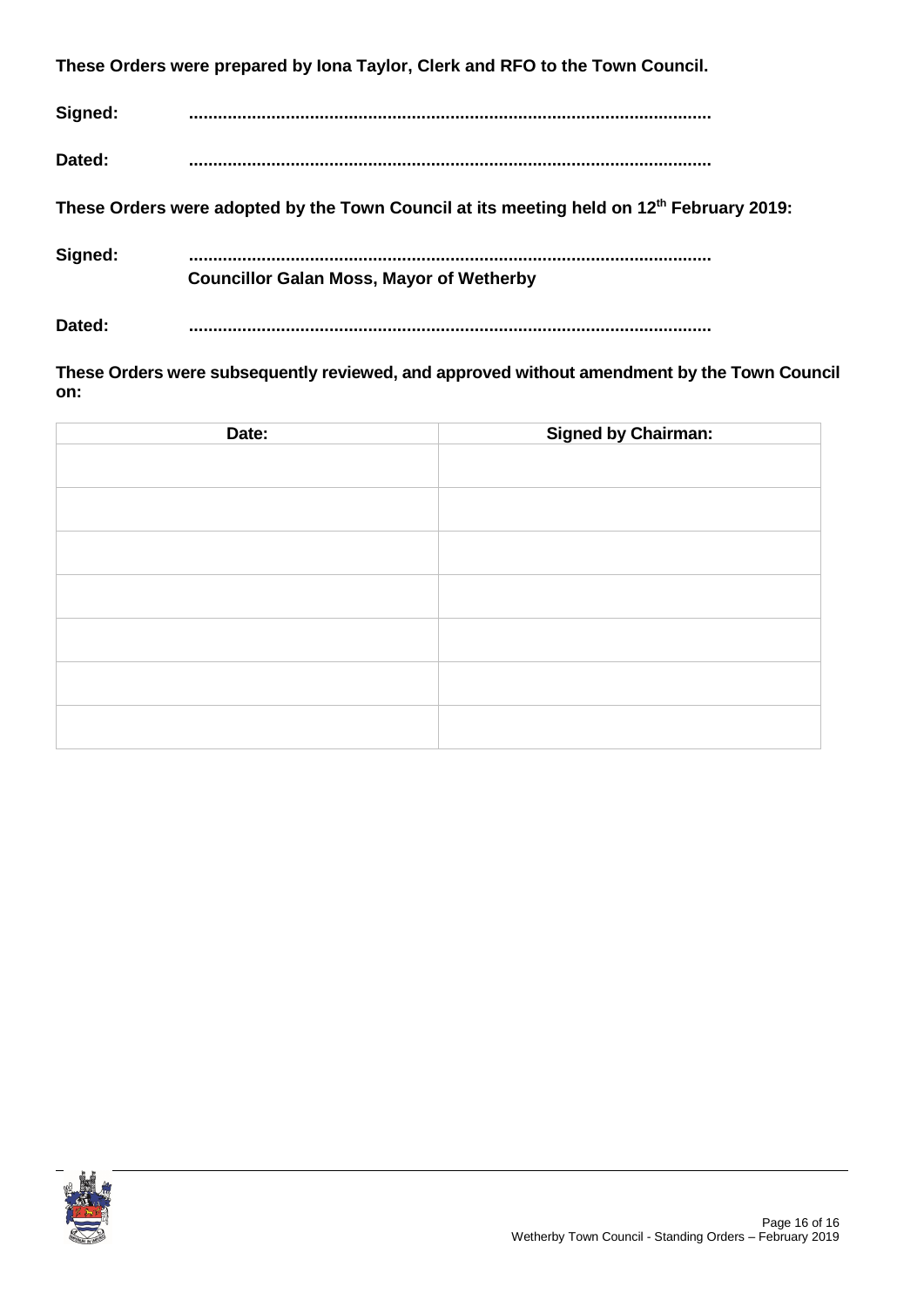**These Orders were prepared by Iona Taylor, Clerk and RFO to the Town Council.**

**Signed:** ..........................................................................................................

**Dated:** ..........................................................................................................

**These Orders were adopted by the Town Council at its meeting held on 12th February 2019:**

**Signed:** ..........................................................................................................
**Councillor Galan Moss, Mayor of Wetherby**

**Dated:** ..........................................................................................................

**These Orders were subsequently reviewed, and approved without amendment by the Town Council on:**

| Date: | Signed by Chairman: |
|---|---|
| | |
| | |
| | |
| | |
| | |
| | |
| | |